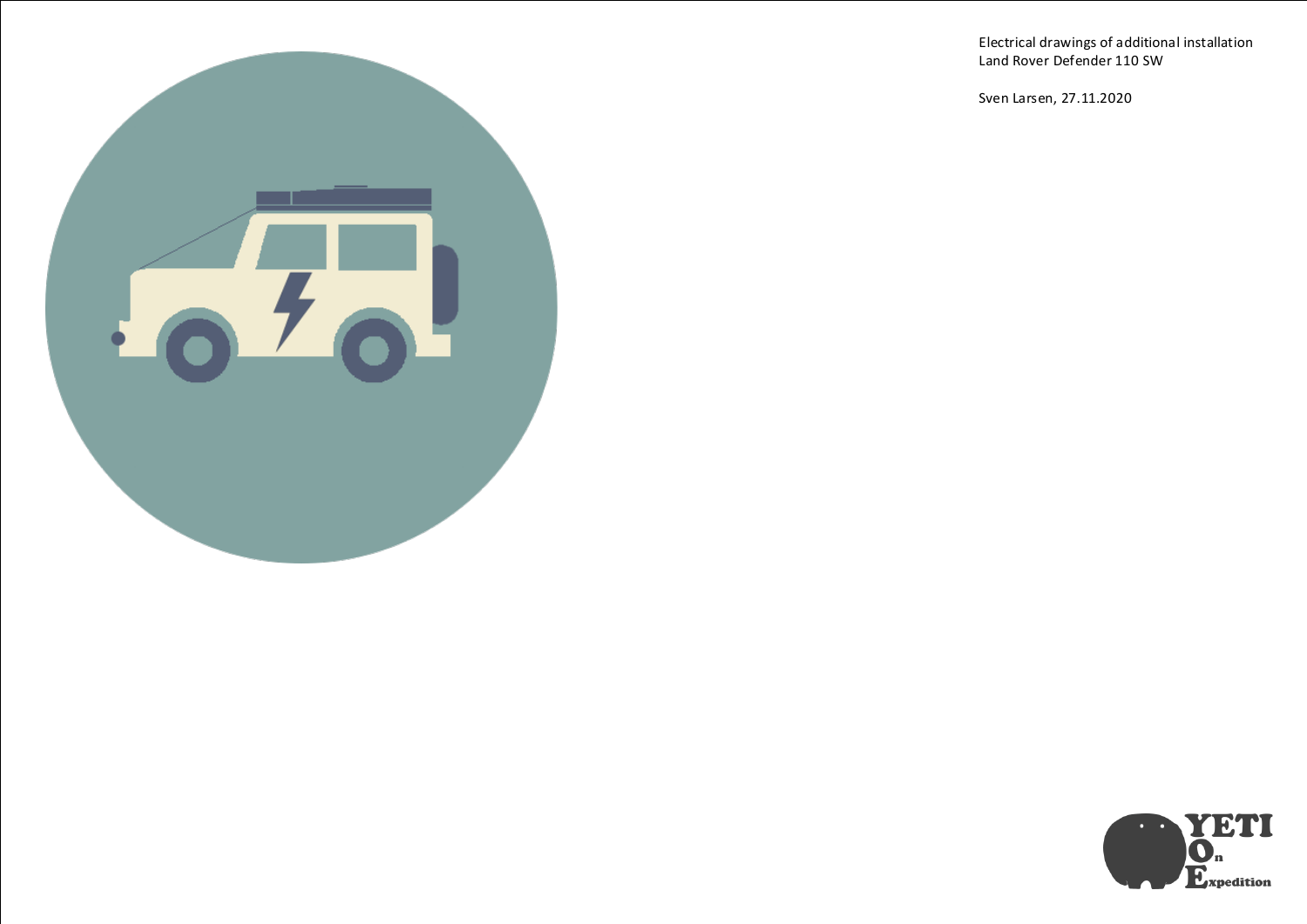Electrical drawings of additional installation
Land Rover Defender 110 SW

Sven Larsen, 27.11.2020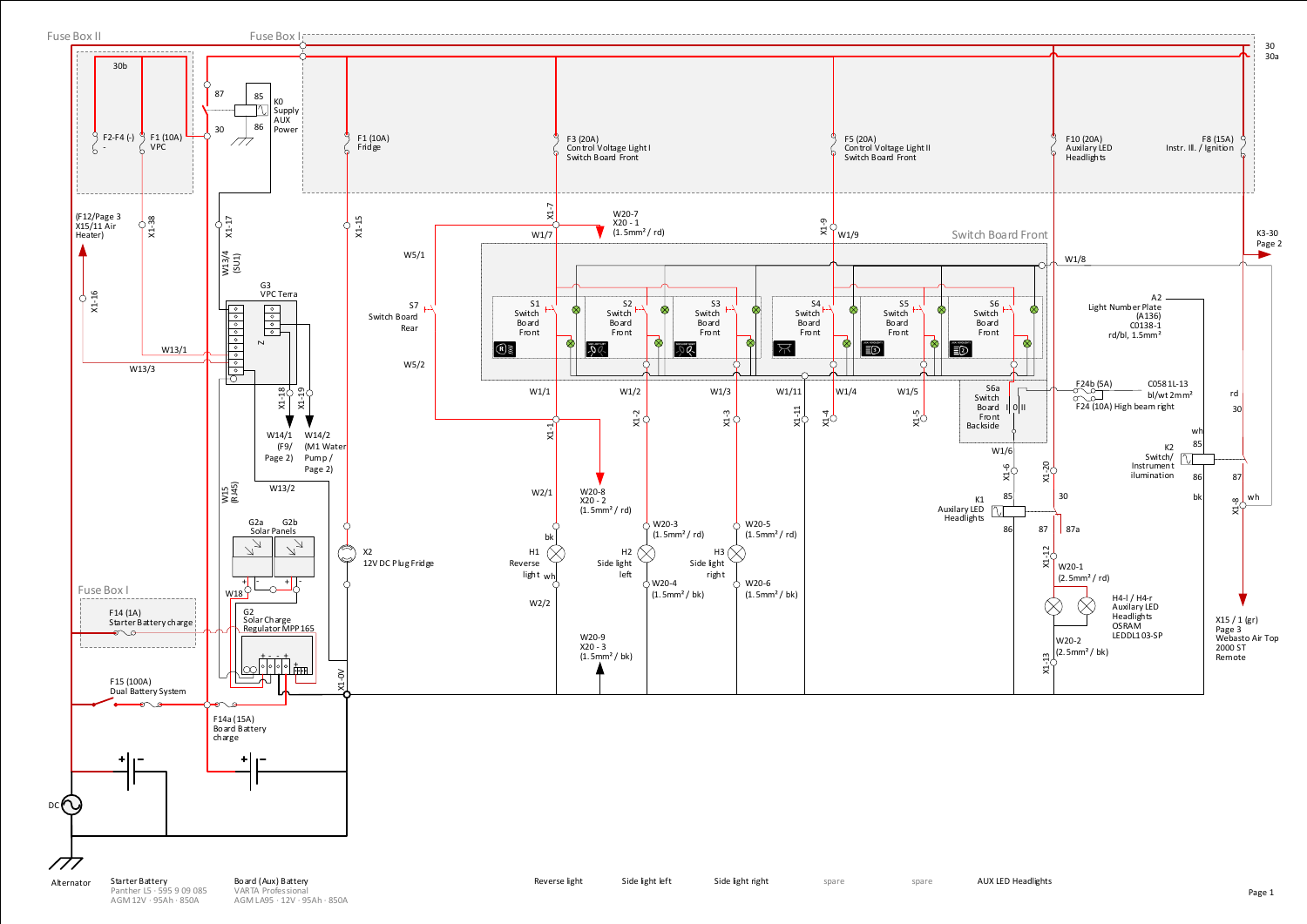Fuse Box II

Fuse Box I

30
30a

30b

F2-F4 (-)
-

F1 (10A)
VPC

87

85

K0
Supply
AUX
Power

30

86

F1 (10A)
Fridge

F3 (20A)
Control Voltage Light I
Switch Board Front

F5 (20A)
Control Voltage Light II
Switch Board Front

F10 (20A)
Auxilary LED
Headlights

F8 (15A)
Instr. Ill. / Ignition

(F12/Page 3
X15/11 Air
Heater)

X1-38

X1-17

X1-15

X1-7

W20-7
X20 - 1
(1.5mm² / rd)

W1/7

X1-9

W1/9

Switch Board Front

K3-30
Page 2

W1/8

W13/4
(SU1)

X1-16

G3
VPC Terra

W5/1

S7
Switch Board
Rear

S1
Switch
Board
Front

S2
Switch
Board
Front

S3
Switch
Board
Front

S4
Switch
Board
Front

S5
Switch
Board
Front

S6
Switch
Board
Front

A2
Light Number Plate
(A136)
C0138-1
rt/bl, 1.5mm²

W13/1

W13/3

Z

W5/2

W1/1

W1/2

W1/3

W1/11

W1/4

W1/5

S6a
Switch
Board
Front
Backside

I 0 II

F24b (5A)

C0581L-13
bl/wt 2mm²

F24 (10A) High beam right

X1-18

X1-19

X1-1

X1-2

X1-3

X1-11

X1-4

X1-5

rd

30

W14/1
(F9/
Page 2)

W14/2
(M1 Water
Pump /
Page 2)

W1/6

wh

85

K2
Switch/
Instrument
illumination

W13/2

X1-6

X1-20

86

87

W15
(RJ45)

W2/1

W20-8
X20 - 2
(1.5mm² / rd)

W20-3
(1.5mm² / rd)

W20-5
(1.5mm² / rd)

85

30

K1
Auxilary LED
Headlights

bk

wh

X1-8

G2a
Solar Panels

G2b

bk

86

87

87a

X2
12V DC Plug Fridge

H1
Reverse
light

wh

H2
Side light
left

H3
Side light
right

X1-12

W20-1
(2.5mm² / rd)

W18

W20-4
(1.5mm² / bk)

W20-6
(1.5mm² / bk)

H4-l / H4-r
Auxilary LED
Headlights
OSRAM
LEDDL103-SP

X15 / 1 (gr)
Page 3
Webasto Air Top
2000 ST
Remote

Fuse Box I

G2
Solar Charge
Regulator MPP 165

W2/2

W20-2
(2.5mm² / bk)

F14 (1A)
Starter Battery charge

W20-9
X20 - 3
(1.5mm² / bk)

X1-13

X1-0V

F15 (100A)
Dual Battery System

F14a (15A)
Board Battery
charge

DC

Alternator

Starter Battery
Panther L5 · 595 9 09 085
AGM 12V · 95Ah · 850A

Board (Aux) Battery
VARTA Professional
AGM LA95 · 12V · 95Ah · 850A

Reverse light

Side light left

Side light right

spare

spare

AUX LED Headlights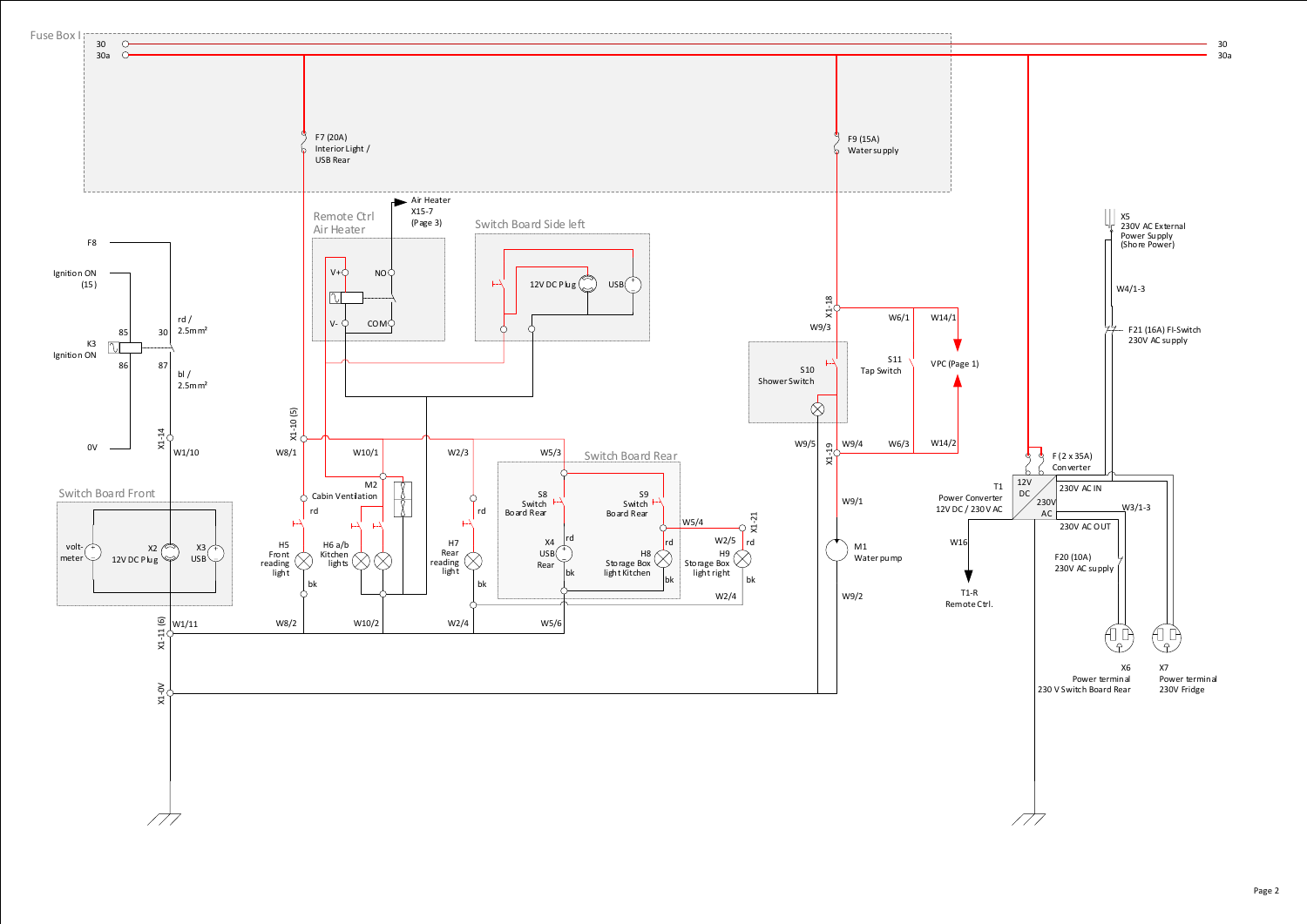Fuse Box I

30
30a

F7 (20A)
Interior Light /
USB Rear

F9 (15A)
Water supply

30
30a

F8

Ignition ON
(15)

K3
Ignition ON

85
86
30
87

rd /
2.5mm²

bl /
2.5mm²

0V

X1-14
W1/10

Remote Ctrl
Air Heater

V+
V-
NO
COM

Air Heater
X15-7
(Page 3)

Switch Board Side left

12V DC Plug
USB

X1-18
W9/3

W6/1
W14/1

S10
Shower Switch

S11
Tap Switch

VPC (Page 1)

W9/5
X1-19
W9/4
W6/3
W14/2

X5
230V AC External
Power Supply
(Shore Power)

W4/1-3

F21 (16A) FI-Switch
230V AC supply

F (2 x 35A)
Converter

T1
Power Converter
12V DC / 230V AC

12V
DC
230V
AC

230V AC IN
W3/1-3
230V AC OUT

W16

T1-R
Remote Ctrl.

F20 (10A)
230V AC supply

X6
Power terminal
230 V Switch Board Rear

X7
Power terminal
230V Fridge

Switch Board Front

volt-
meter

X2
12V DC Plug

X3
USB

X1-11 (6)
W1/11

X1-0V

X1-10 (5)
W8/1

W10/1
M2
Cabin Ventilation

W2/3
W5/3

Switch Board Rear

rd

H5
Front
reading
light

bk

W8/2

H6 a/b
Kitchen
lights

W10/2

rd

H7
Rear
reading
light

bk

W2/4

S8
Switch
Board Rear

X4
USB
Rear

rd
bk

W5/6

S9
Switch
Board Rear

rd

H8
Storage Box
light Kitchen

bk

W5/4

W2/5
X1-21

rd

H9
Storage Box
light right

bk

W2/4

W9/1

M1
Water pump

W9/2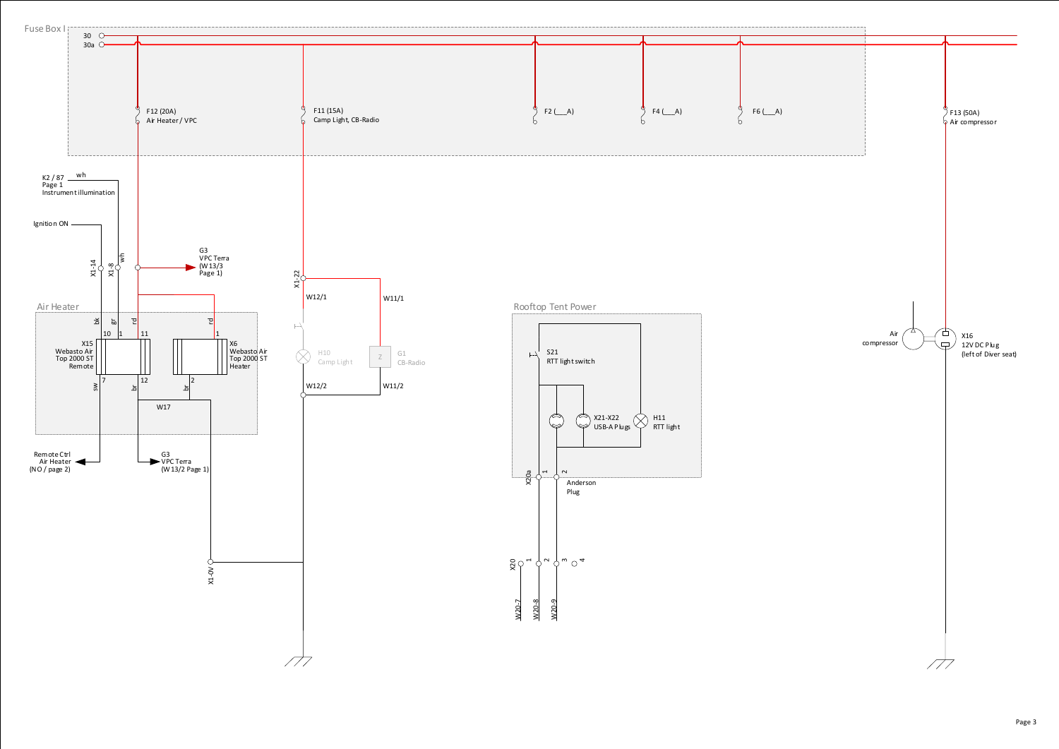Fuse Box I

30

30a

F12 (20A)
Air Heater / VPC

F11 (15A)
Camp Light, CB-Radio

F2 (___A)

F4 (___A)

F6 (___A)

F13 (50A)
Air compressor

K2 / 87
Page 1
Instrument illumination

wh

Ignition ON

X1-14

X1-8

wh

G3
VPC Terra
(W13/3
Page 1)

X1-22

W12/1

W11/1

Air Heater

bk

gr

rd

rd

10

1

11

1

X15
Webasto Air
Top 2000 ST
Remote

X6
Webasto Air
Top 2000 ST
Heater

sw

7

br

12

br

2

W17

H10
Camp Light

G1
CB-Radio

W12/2

W11/2

Remote Ctrl
Air Heater
(NO / page 2)

G3
VPC Terra
(W13/2 Page 1)

X1-0V

Rooftop Tent Power

S21
RTT light switch

X21-X22
USB-A Plugs

H11
RTT light

X20a

1

2

Anderson
Plug

X20

1

2

3

4

W20-7

W20-8

W20-9

Air
compressor

X16
12V DC Plug
(left of Diver seat)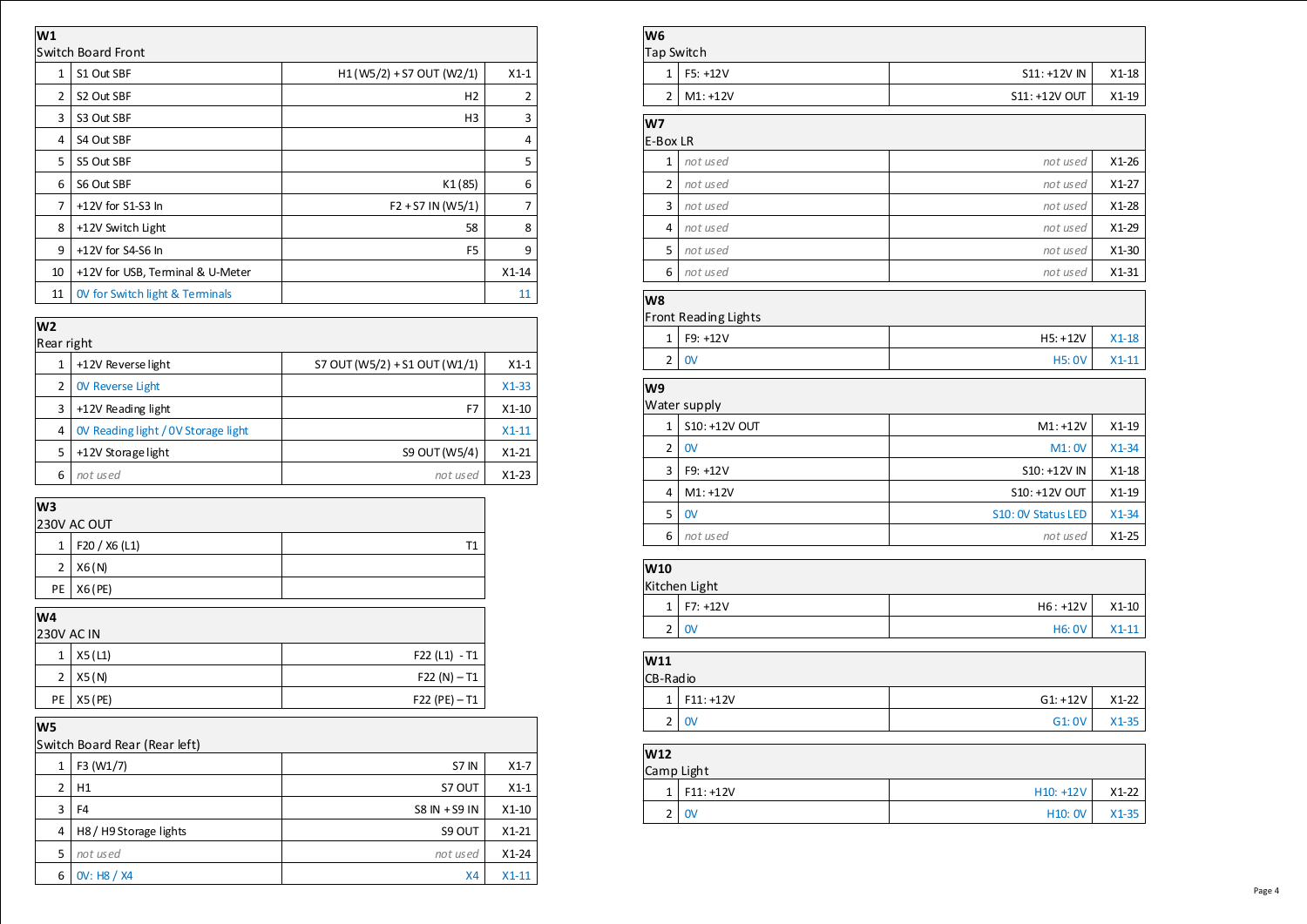**W1**
Switch Board Front

| | | | |
|---|---|---|---|
| 1 | S1 Out SBF | H1 (W5/2) + S7 OUT (W2/1) | X1-1 |
| 2 | S2 Out SBF | H2 | 2 |
| 3 | S3 Out SBF | H3 | 3 |
| 4 | S4 Out SBF | | 4 |
| 5 | S5 Out SBF | | 5 |
| 6 | S6 Out SBF | K1 (85) | 6 |
| 7 | +12V for S1-S3 In | F2 + S7 IN (W5/1) | 7 |
| 8 | +12V Switch Light | 58 | 8 |
| 9 | +12V for S4-S6 In | F5 | 9 |
| 10 | +12V for USB, Terminal & U-Meter | | X1-14 |
| 11 | 0V for Switch light & Terminals | | 11 |

**W2**
Rear right

| | | | |
|---|---|---|---|
| 1 | +12V Reverse light | S7 OUT (W5/2) + S1 OUT (W1/1) | X1-1 |
| 2 | 0V Reverse Light | | X1-33 |
| 3 | +12V Reading light | F7 | X1-10 |
| 4 | 0V Reading light / 0V Storage light | | X1-11 |
| 5 | +12V Storage light | S9 OUT (W5/4) | X1-21 |
| 6 | *not used* | *not used* | X1-23 |

**W3**
230V AC OUT

| | | |
|---|---|---|
| 1 | F20 / X6 (L1) | T1 |
| 2 | X6 (N) | |
| PE | X6 (PE) | |

**W4**
230V AC IN

| | | |
|---|---|---|
| 1 | X5 (L1) | F22 (L1) - T1 |
| 2 | X5 (N) | F22 (N) – T1 |
| PE | X5 (PE) | F22 (PE) – T1 |

**W5**
Switch Board Rear (Rear left)

| | | | |
|---|---|---|---|
| 1 | F3 (W1/7) | S7 IN | X1-7 |
| 2 | H1 | S7 OUT | X1-1 |
| 3 | F4 | S8 IN + S9 IN | X1-10 |
| 4 | H8 / H9 Storage lights | S9 OUT | X1-21 |
| 5 | *not used* | *not used* | X1-24 |
| 6 | 0V: H8 / X4 | X4 | X1-11 |

**W6**
Tap Switch

| | | | |
|---|---|---|---|
| 1 | F5: +12V | S11: +12V IN | X1-18 |
| 2 | M1: +12V | S11: +12V OUT | X1-19 |

**W7**
E-Box LR

| | | | |
|---|---|---|---|
| 1 | *not used* | *not used* | X1-26 |
| 2 | *not used* | *not used* | X1-27 |
| 3 | *not used* | *not used* | X1-28 |
| 4 | *not used* | *not used* | X1-29 |
| 5 | *not used* | *not used* | X1-30 |
| 6 | *not used* | *not used* | X1-31 |

**W8**
Front Reading Lights

| | | | |
|---|---|---|---|
| 1 | F9: +12V | H5: +12V | X1-18 |
| 2 | 0V | H5: 0V | X1-11 |

**W9**
Water supply

| | | | |
|---|---|---|---|
| 1 | S10: +12V OUT | M1: +12V | X1-19 |
| 2 | 0V | M1: 0V | X1-34 |
| 3 | F9: +12V | S10: +12V IN | X1-18 |
| 4 | M1: +12V | S10: +12V OUT | X1-19 |
| 5 | 0V | S10: 0V Status LED | X1-34 |
| 6 | *not used* | *not used* | X1-25 |

**W10**
Kitchen Light

| | | | |
|---|---|---|---|
| 1 | F7: +12V | H6 : +12V | X1-10 |
| 2 | 0V | H6: 0V | X1-11 |

**W11**
CB-Radio

| | | | |
|---|---|---|---|
| 1 | F11: +12V | G1: +12V | X1-22 |
| 2 | 0V | G1: 0V | X1-35 |

**W12**
Camp Light

| | | | |
|---|---|---|---|
| 1 | F11: +12V | H10: +12V | X1-22 |
| 2 | 0V | H10: 0V | X1-35 |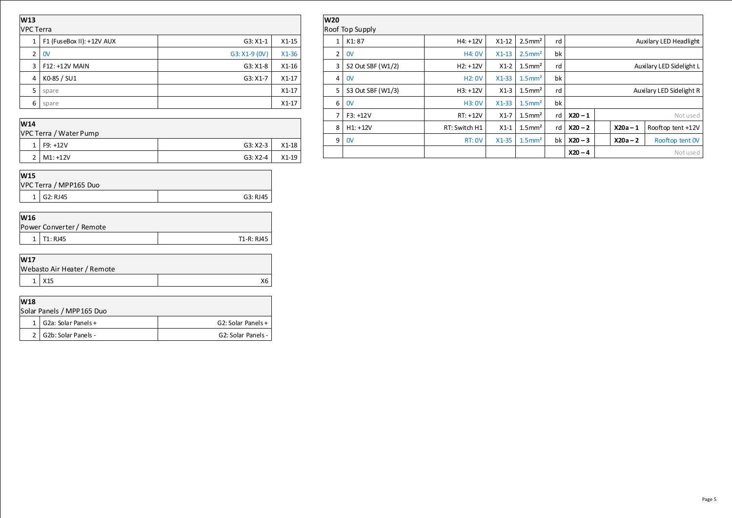| **W13** | | | |
|---|---|---|---|
| VPC Terra | | | |
| 1 | F1 (FuseBox II): +12V AUX | G3: X1-1 | X1-15 |
| 2 | 0V | G3: X1-9 (0V) | X1-36 |
| 3 | F12: +12V MAIN | G3: X1-8 | X1-16 |
| 4 | K0-85 / SU1 | G3: X1-7 | X1-17 |
| 5 | spare | | X1-17 |
| 6 | spare | | X1-17 |

| **W14** | | | |
|---|---|---|---|
| VPC Terra / Water Pump | | | |
| 1 | F9: +12V | G3: X2-3 | X1-18 |
| 2 | M1: +12V | G3: X2-4 | X1-19 |

| **W15** | | |
|---|---|---|
| VPC Terra / MPP165 Duo | | |
| 1 | G2: RJ45 | G3: RJ45 |

| **W16** | | |
|---|---|---|
| Power Converter / Remote | | |
| 1 | T1: RJ45 | T1-R: RJ45 |

| **W17** | | |
|---|---|---|
| Webasto Air Heater / Remote | | |
| 1 | X15 | X6 |

| **W18** | | |
|---|---|---|
| Solar Panels / MPP165 Duo | | |
| 1 | G2a: Solar Panels + | G2: Solar Panels + |
| 2 | G2b: Solar Panels - | G2: Solar Panels - |

| **W20** | | | | | | | | | |
|---|---|---|---|---|---|---|---|---|---|
| Roof Top Supply | | | | | | | | | |
| 1 | K1: 87 | H4: +12V | X1-12 | 2.5mm² | rd | | | | Auxilary LED Headlight |
| 2 | 0V | H4: 0V | X1-13 | 2.5mm² | bk | | | | |
| 3 | S2 Out SBF (W1/2) | H2: +12V | X1-2 | 1.5mm² | rd | | | | Auxilary LED Sidelight L |
| 4 | 0V | H2: 0V | X1-33 | 1.5mm² | bk | | | | |
| 5 | S3 Out SBF (W1/3) | H3: +12V | X1-3 | 1.5mm² | rd | | | | Auxilary LED Sidelight R |
| 6 | 0V | H3: 0V | X1-33 | 1.5mm² | bk | | | | |
| 7 | F3: +12V | RT: +12V | X1-7 | 1.5mm² | rd | **X20 – 1** | | | Not used |
| 8 | H1: +12V | RT: Switch H1 | X1-1 | 1.5mm² | rd | **X20 – 2** | | **X20a – 1** | Rooftop tent +12V |
| 9 | 0V | RT: 0V | X1-35 | 1.5mm² | bk | **X20 – 3** | | **X20a – 2** | Rooftop tent 0V |
| | | | | | | **X20 – 4** | | | Not used |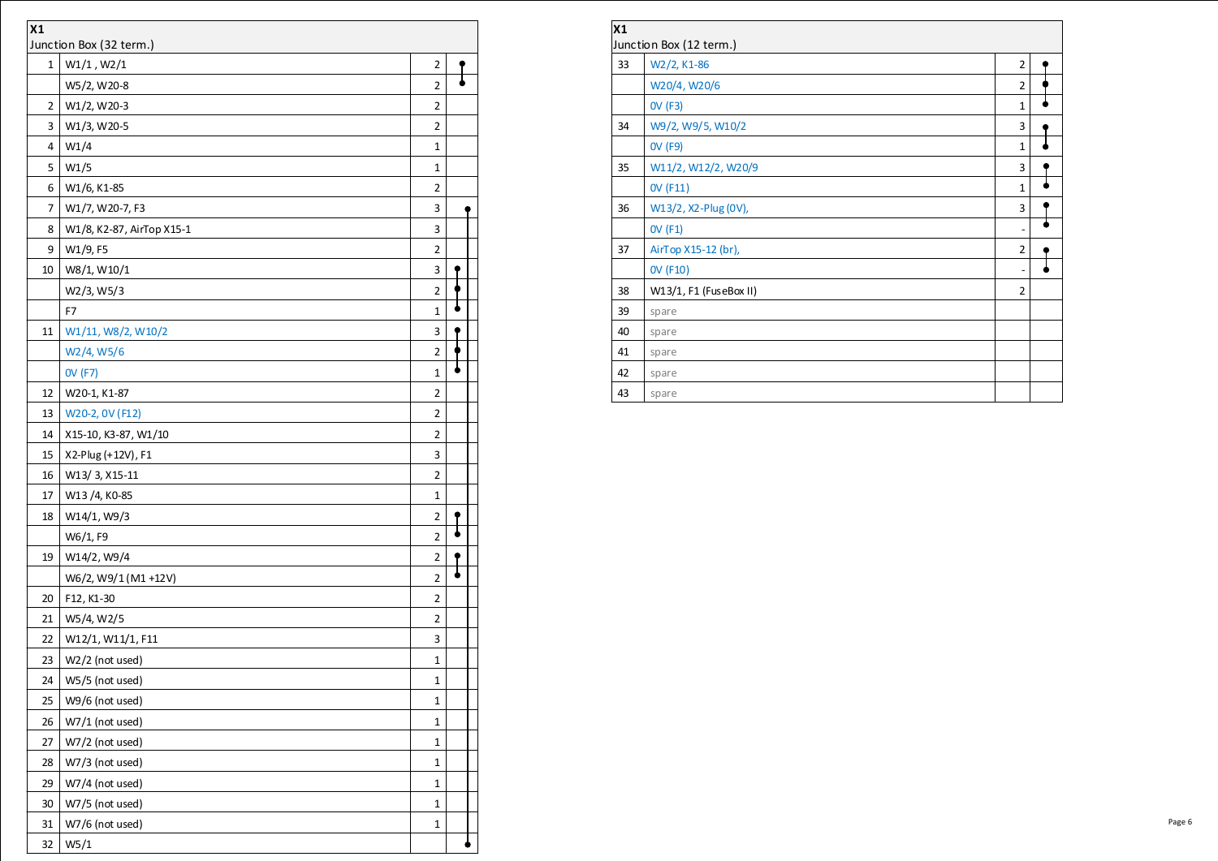| X1<br>Junction Box (32 term.) | | | |
|---|---|---|---|
| 1 | W1/1 , W2/1 | 2 | |
| | W5/2, W20-8 | 2 | |
| 2 | W1/2, W20-3 | 2 | |
| 3 | W1/3, W20-5 | 2 | |
| 4 | W1/4 | 1 | |
| 5 | W1/5 | 1 | |
| 6 | W1/6, K1-85 | 2 | |
| 7 | W1/7, W20-7, F3 | 3 | |
| 8 | W1/8, K2-87, AirTop X15-1 | 3 | |
| 9 | W1/9, F5 | 2 | |
| 10 | W8/1, W10/1 | 3 | |
| | W2/3, W5/3 | 2 | |
| | F7 | 1 | |
| 11 | W1/11, W8/2, W10/2 | 3 | |
| | W2/4, W5/6 | 2 | |
| | 0V (F7) | 1 | |
| 12 | W20-1, K1-87 | 2 | |
| 13 | W20-2, 0V (F12) | 2 | |
| 14 | X15-10, K3-87, W1/10 | 2 | |
| 15 | X2-Plug (+12V), F1 | 3 | |
| 16 | W13/ 3, X15-11 | 2 | |
| 17 | W13 /4, K0-85 | 1 | |
| 18 | W14/1, W9/3 | 2 | |
| | W6/1, F9 | 2 | |
| 19 | W14/2, W9/4 | 2 | |
| | W6/2, W9/1 (M1 +12V) | 2 | |
| 20 | F12, K1-30 | 2 | |
| 21 | W5/4, W2/5 | 2 | |
| 22 | W12/1, W11/1, F11 | 3 | |
| 23 | W2/2 (not used) | 1 | |
| 24 | W5/5 (not used) | 1 | |
| 25 | W9/6 (not used) | 1 | |
| 26 | W7/1 (not used) | 1 | |
| 27 | W7/2 (not used) | 1 | |
| 28 | W7/3 (not used) | 1 | |
| 29 | W7/4 (not used) | 1 | |
| 30 | W7/5 (not used) | 1 | |
| 31 | W7/6 (not used) | 1 | |
| 32 | W5/1 | | |

| X1<br>Junction Box (12 term.) | | | |
|---|---|---|---|
| 33 | W2/2, K1-86 | 2 | |
| | W20/4, W20/6 | 2 | |
| | 0V (F3) | 1 | |
| 34 | W9/2, W9/5, W10/2 | 3 | |
| | 0V (F9) | 1 | |
| 35 | W11/2, W12/2, W20/9 | 3 | |
| | 0V (F11) | 1 | |
| 36 | W13/2, X2-Plug (0V), | 3 | |
| | 0V (F1) | - | |
| 37 | AirTop X15-12 (br), | 2 | |
| | 0V (F10) | - | |
| 38 | W13/1, F1 (FuseBox II) | 2 | |
| 39 | spare | | |
| 40 | spare | | |
| 41 | spare | | |
| 42 | spare | | |
| 43 | spare | | |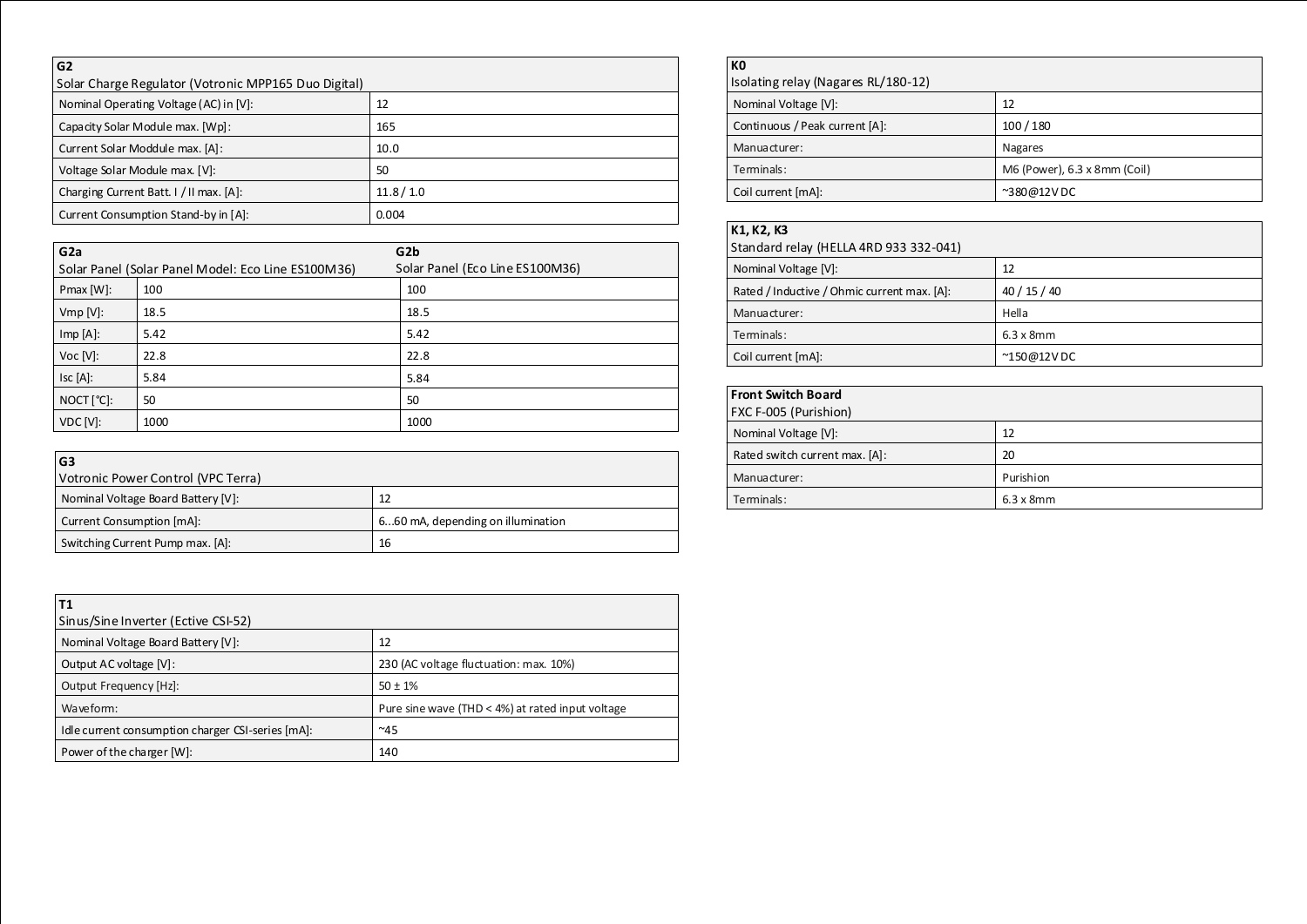| **G2** Solar Charge Regulator (Votronic MPP165 Duo Digital) | |
|---|---|
| Nominal Operating Voltage (AC) in [V]: | 12 |
| Capacity Solar Module max. [Wp]: | 165 |
| Current Solar Moddule max. [A]: | 10.0 |
| Voltage Solar Module max. [V]: | 50 |
| Charging Current Batt. I / II max. [A]: | 11.8 / 1.0 |
| Current Consumption Stand-by in [A]: | 0.004 |

| **G2a** Solar Panel (Solar Panel Model: Eco Line ES100M36) | | **G2b** Solar Panel (Eco Line ES100M36) |
|---|---|---|
| Pmax [W]: | 100 | 100 |
| Vmp [V]: | 18.5 | 18.5 |
| Imp [A]: | 5.42 | 5.42 |
| Voc [V]: | 22.8 | 22.8 |
| Isc [A]: | 5.84 | 5.84 |
| NOCT [°C]: | 50 | 50 |
| VDC [V]: | 1000 | 1000 |

| **G3** Votronic Power Control (VPC Terra) | |
|---|---|
| Nominal Voltage Board Battery [V]: | 12 |
| Current Consumption [mA]: | 6...60 mA, depending on illumination |
| Switching Current Pump max. [A]: | 16 |

| **T1** Sinus/Sine Inverter (Ective CSI-52) | |
|---|---|
| Nominal Voltage Board Battery [V]: | 12 |
| Output AC voltage [V]: | 230 (AC voltage fluctuation: max. 10%) |
| Output Frequency [Hz]: | 50 ± 1% |
| Waveform: | Pure sine wave (THD < 4%) at rated input voltage |
| Idle current consumption charger CSI-series [mA]: | ~45 |
| Power of the charger [W]: | 140 |

| **K0** Isolating relay (Nagares RL/180-12) | |
|---|---|
| Nominal Voltage [V]: | 12 |
| Continuous / Peak current [A]: | 100 / 180 |
| Manuacturer: | Nagares |
| Terminals: | M6 (Power), 6.3 x 8mm (Coil) |
| Coil current [mA]: | ~380@12V DC |

| **K1, K2, K3** Standard relay (HELLA 4RD 933 332-041) | |
|---|---|
| Nominal Voltage [V]: | 12 |
| Rated / Inductive / Ohmic current max. [A]: | 40 / 15 / 40 |
| Manuacturer: | Hella |
| Terminals: | 6.3 x 8mm |
| Coil current [mA]: | ~150@12V DC |

| **Front Switch Board** FXC F-005 (Purishion) | |
|---|---|
| Nominal Voltage [V]: | 12 |
| Rated switch current max. [A]: | 20 |
| Manuacturer: | Purishion |
| Terminals: | 6.3 x 8mm |